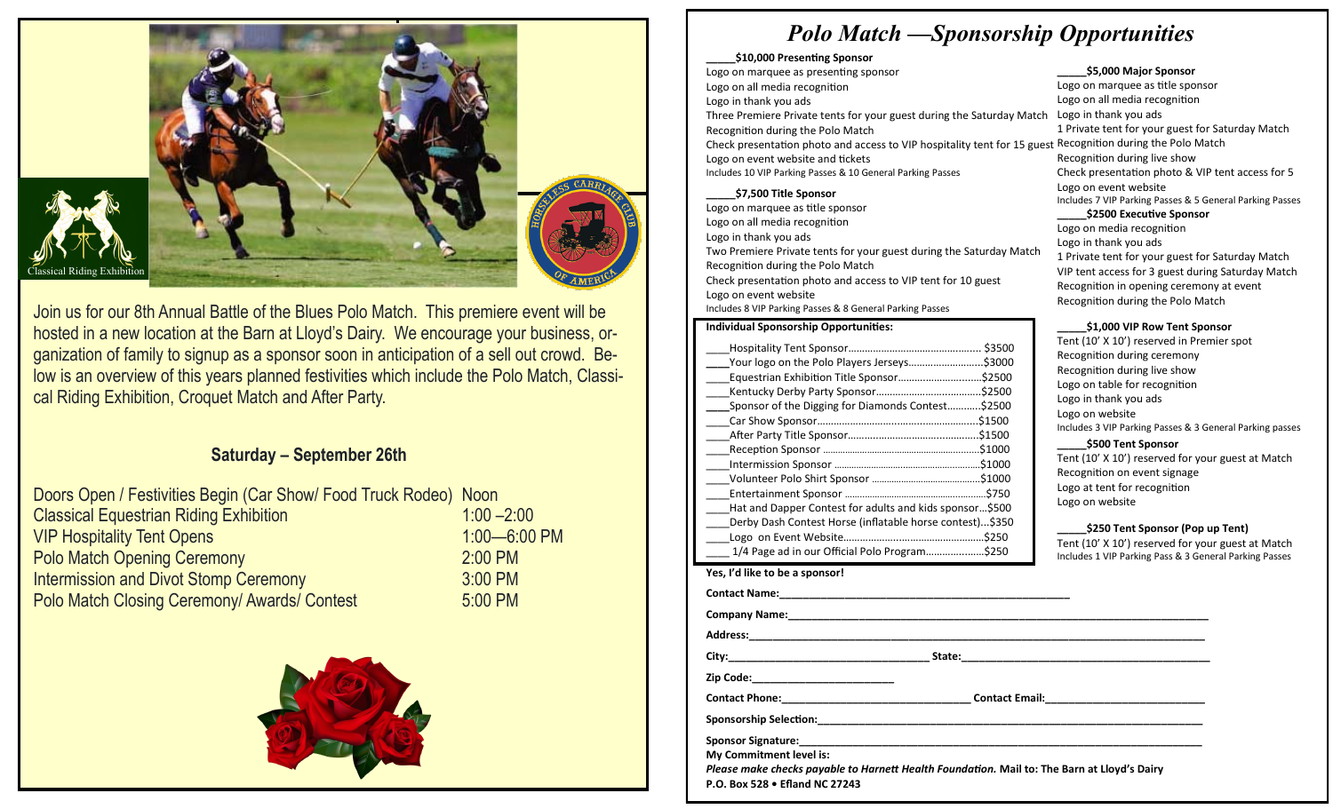Classical Riding Exhibition

HORSELESS CARRIAGE CLUB OF AMERICA

Join us for our 8th Annual Battle of the Blues Polo Match. This premiere event will be hosted in a new location at the Barn at Lloyd's Dairy. We encourage your business, organization of family to signup as a sponsor soon in anticipation of a sell out crowd. Below is an overview of this years planned festivities which include the Polo Match, Classical Riding Exhibition, Croquet Match and After Party.

### Saturday – September 26th

| | |
|---|---|
| Doors Open / Festivities Begin (Car Show/ Food Truck Rodeo) | Noon |
| Classical Equestrian Riding Exhibition | 1:00 –2:00 |
| VIP Hospitality Tent Opens | 1:00—6:00 PM |
| Polo Match Opening Ceremony | 2:00 PM |
| Intermission and Divot Stomp Ceremony | 3:00 PM |
| Polo Match Closing Ceremony/ Awards/ Contest | 5:00 PM |

# *Polo Match —Sponsorship Opportunities*

**_____$10,000 Presenting Sponsor**
Logo on marquee as presenting sponsor
Logo on all media recognition
Logo in thank you ads
Three Premiere Private tents for your guest during the Saturday Match
Recognition during the Polo Match
Check presentation photo and access to VIP hospitality tent for 15 guest
Logo on event website and tickets
Includes 10 VIP Parking Passes & 10 General Parking Passes

**_____$7,500 Title Sponsor**
Logo on marquee as title sponsor
Logo on all media recognition
Logo in thank you ads
Two Premiere Private tents for your guest during the Saturday Match
Recognition during the Polo Match
Check presentation photo and access to VIP tent for 10 guest
Logo on event website
Includes 8 VIP Parking Passes & 8 General Parking Passes

**Individual Sponsorship Opportunities:**

____Hospitality Tent Sponsor................................................ $3500
____Your logo on the Polo Players Jerseys...........................$3000
____Equestrian Exhibition Title Sponsor..............................$2500
____Kentucky Derby Party Sponsor......................................$2500
____Sponsor of the Digging for Diamonds Contest............$2500
____Car Show Sponsor..........................................................$1500
____After Party Title Sponsor...............................................$1500
____Reception Sponsor ........................................................$1000
____Intermission Sponsor .....................................................$1000
____Volunteer Polo Shirt Sponsor ........................................$1000
____Entertainment Sponsor ...................................................$750
____Hat and Dapper Contest for adults and kids sponsor...$500
____Derby Dash Contest Horse (inflatable horse contest)...$350
____Logo on Event Website...................................................$250
____ 1/4 Page ad in our Official Polo Program.....................$250

**_____$5,000 Major Sponsor**
Logo on marquee as title sponsor
Logo on all media recognition
Logo in thank you ads
1 Private tent for your guest for Saturday Match
Recognition during the Polo Match
Recognition during live show
Check presentation photo & VIP tent access for 5
Logo on event website
Includes 7 VIP Parking Passes & 5 General Parking Passes

**_____$2500 Executive Sponsor**
Logo on media recognition
Logo in thank you ads
1 Private tent for your guest for Saturday Match
VIP tent access for 3 guest during Saturday Match
Recognition in opening ceremony at event
Recognition during the Polo Match

**_____$1,000 VIP Row Tent Sponsor**
Tent (10' X 10') reserved in Premier spot
Recognition during ceremony
Recognition during live show
Logo on table for recognition
Logo in thank you ads
Logo on website
Includes 3 VIP Parking Passes & 3 General Parking passes

**_____$500 Tent Sponsor**
Tent (10' X 10') reserved for your guest at Match
Recognition on event signage
Logo at tent for recognition
Logo on website

**_____$250 Tent Sponsor (Pop up Tent)**
Tent (10' X 10') reserved for your guest at Match
Includes 1 VIP Parking Pass & 3 General Parking Passes

**Yes, I'd like to be a sponsor!**

**Contact Name:**______________________________________________

**Company Name:**____________________________________________________________

**Address:**_________________________________________________________________

**City:**______________________________ **State:**_____________________________________

**Zip Code:**______________________

**Contact Phone:**____________________________ **Contact Email:**________________________

**Sponsorship Selection:**____________________________________________________________

**Sponsor Signature:**_______________________________________________________________

**My Commitment level is:**

***Please make checks payable to Harnett Health Foundation.*** **Mail to: The Barn at Lloyd's Dairy**
**P.O. Box 528 • Efland NC 27243**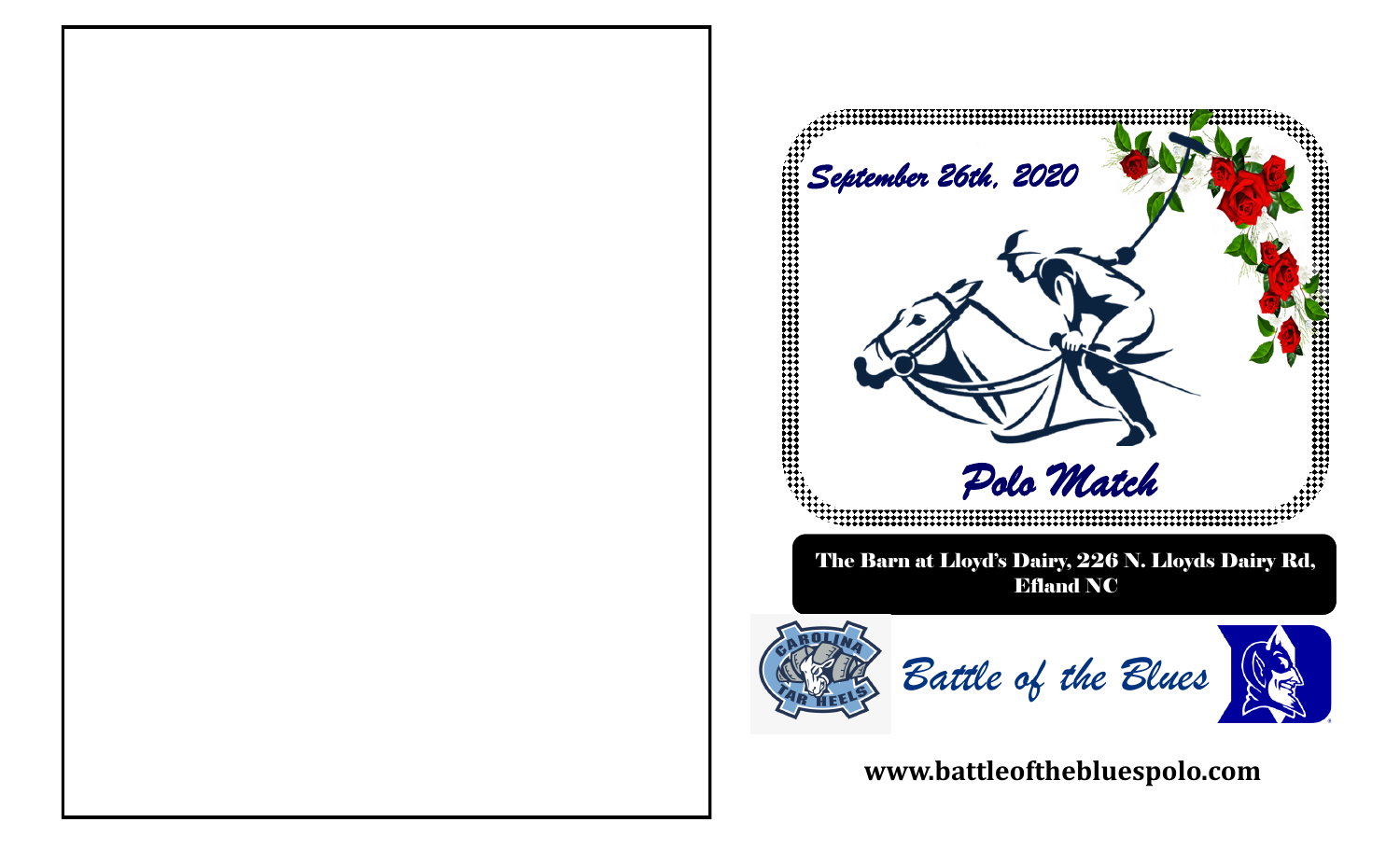*September 26th, 2020*

*Polo Match*

**The Barn at Lloyd's Dairy, 226 N. Lloyds Dairy Rd, Efland NC**

*Battle of the Blues*

**www.battleofthebluespolo.com**